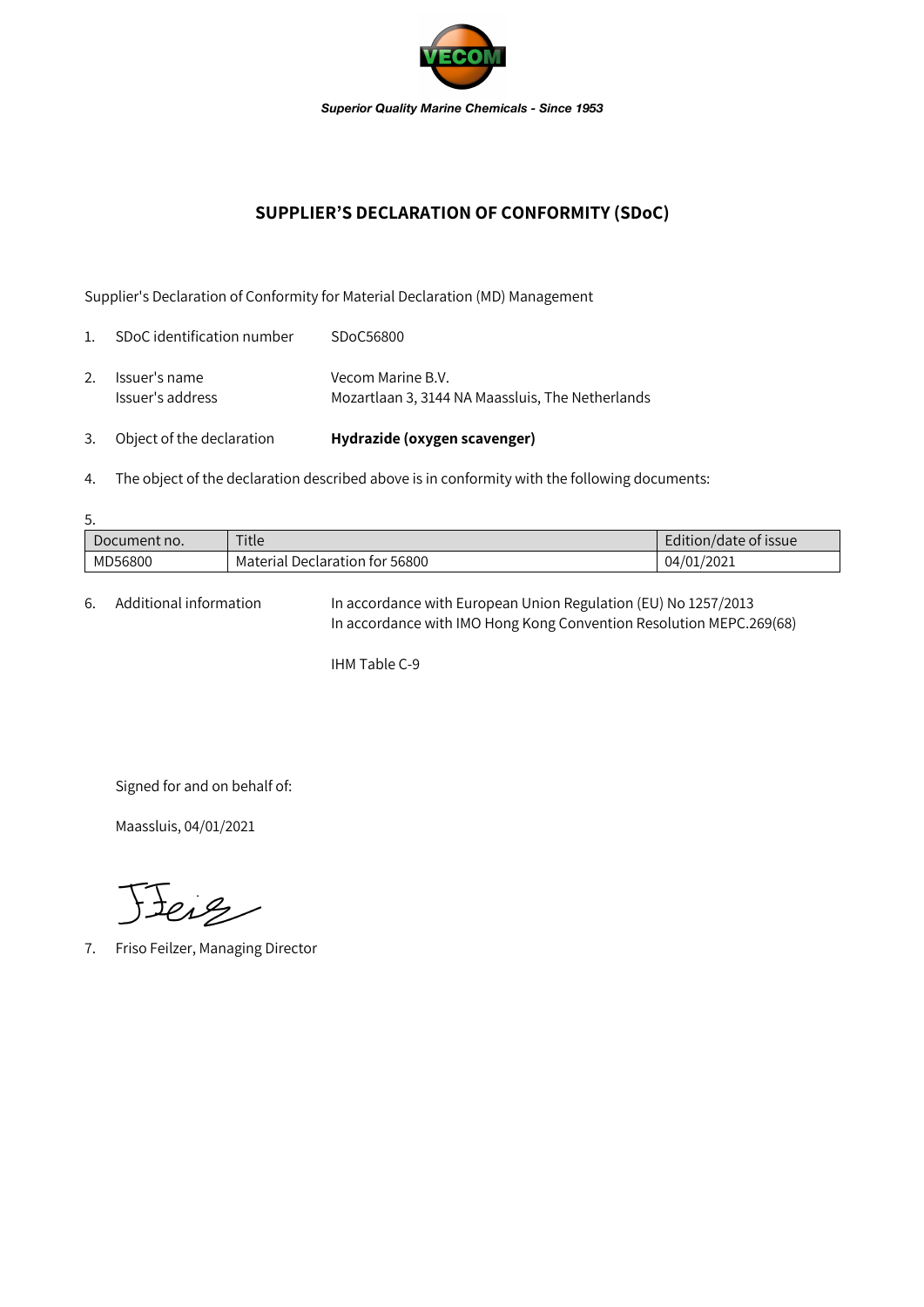*Superior Quality Marine Chemicals - Since 1953*

## SUPPLIER'S DECLARATION OF CONFORMITY (SDoC)

Supplier's Declaration of Conformity for Material Declaration (MD) Management

1. SDoC identification number SDoC56800

2. Issuer's name Vecom Marine B.V.
   Issuer's address Mozartlaan 3, 3144 NA Maassluis, The Netherlands

3. Object of the declaration **Hydrazide (oxygen scavenger)**

4. The object of the declaration described above is in conformity with the following documents:

5.

| Document no. | Title | Edition/date of issue |
|---|---|---|
| MD56800 | Material Declaration for 56800 | 04/01/2021 |

6. Additional information In accordance with European Union Regulation (EU) No 1257/2013
   In accordance with IMO Hong Kong Convention Resolution MEPC.269(68)

   IHM Table C-9

Signed for and on behalf of:

Maassluis, 04/01/2021

7. Friso Feilzer, Managing Director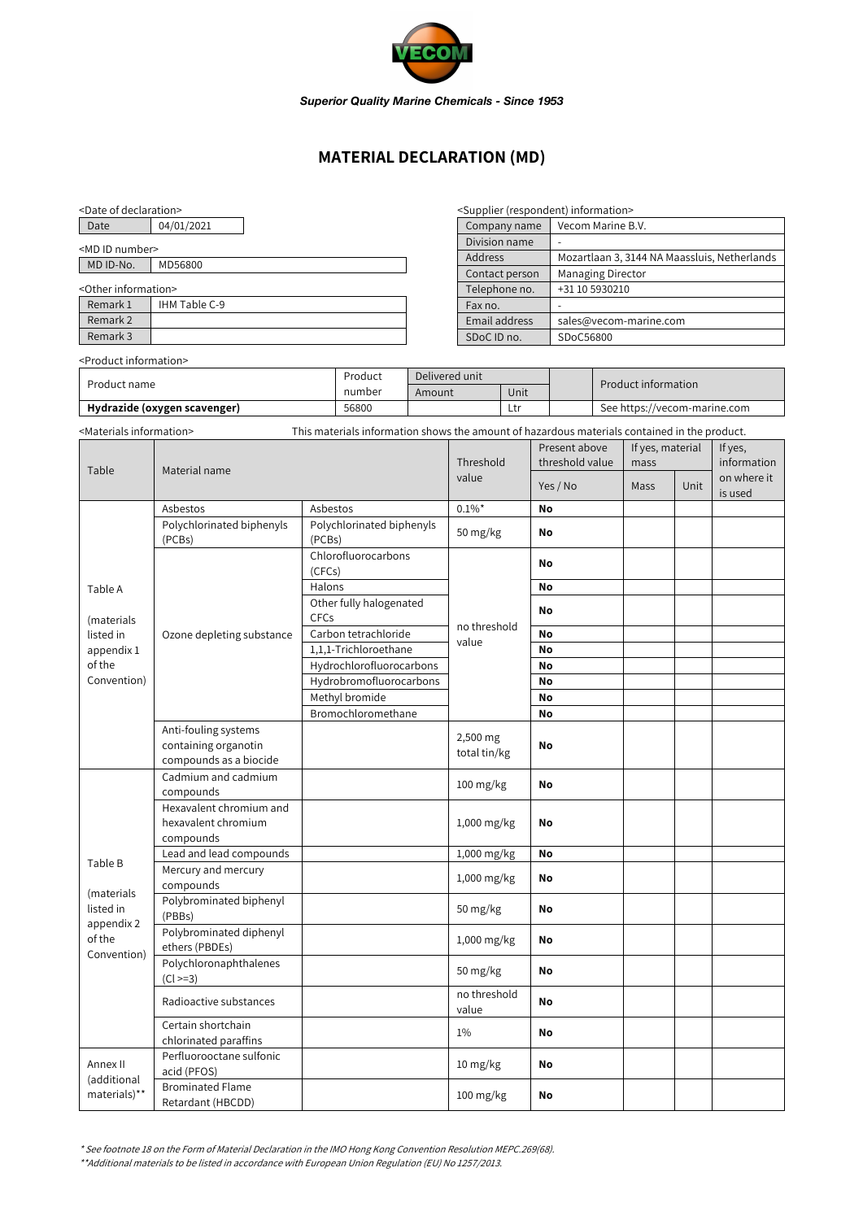VECOM

***Superior Quality Marine Chemicals - Since 1953***

# MATERIAL DECLARATION (MD)

<Date of declaration>

| | |
|---|---|
| Date | 04/01/2021 |

<MD ID number>

| | |
|---|---|
| MD ID-No. | MD56800 |

<Other information>

| | |
|---|---|
| Remark 1 | IHM Table C-9 |
| Remark 2 | |
| Remark 3 | |

<Supplier (respondent) information>

| | |
|---|---|
| Company name | Vecom Marine B.V. |
| Division name | - |
| Address | Mozartlaan 3, 3144 NA Maassluis, Netherlands |
| Contact person | Managing Director |
| Telephone no. | +31 10 5930210 |
| Fax no. | - |
| Email address | sales@vecom-marine.com |
| SDoC ID no. | SDoC56800 |

<Product information>

| Product name | Product number | Delivered unit | | | Product information |
|---|---|---|---|---|---|
| | | Amount | Unit | | |
| **Hydrazide (oxygen scavenger)** | 56800 | | Ltr | | See https://vecom-marine.com |

<Materials information> This materials information shows the amount of hazardous materials contained in the product.

| Table | Material name | | Threshold value | Present above threshold value | If yes, material mass | | If yes, information on where it is used |
|---|---|---|---|---|---|---|---|
| | | | | Yes / No | Mass | Unit | |
| Table A (materials listed in appendix 1 of the Convention) | Asbestos | Asbestos | 0.1%* | **No** | | | |
| | Polychlorinated biphenyls (PCBs) | Polychlorinated biphenyls (PCBs) | 50 mg/kg | **No** | | | |
| | Ozone depleting substance | Chlorofluorocarbons (CFCs) | no threshold value | **No** | | | |
| | | Halons | | **No** | | | |
| | | Other fully halogenated CFCs | | **No** | | | |
| | | Carbon tetrachloride | | **No** | | | |
| | | 1,1,1-Trichloroethane | | **No** | | | |
| | | Hydrochlorofluorocarbons | | **No** | | | |
| | | Hydrobromofluorocarbons | | **No** | | | |
| | | Methyl bromide | | **No** | | | |
| | | Bromochloromethane | | **No** | | | |
| | Anti-fouling systems containing organotin compounds as a biocide | | 2,500 mg total tin/kg | **No** | | | |
| Table B (materials listed in appendix 2 of the Convention) | Cadmium and cadmium compounds | | 100 mg/kg | **No** | | | |
| | Hexavalent chromium and hexavalent chromium compounds | | 1,000 mg/kg | **No** | | | |
| | Lead and lead compounds | | 1,000 mg/kg | **No** | | | |
| | Mercury and mercury compounds | | 1,000 mg/kg | **No** | | | |
| | Polybrominated biphenyl (PBBs) | | 50 mg/kg | **No** | | | |
| | Polybrominated diphenyl ethers (PBDEs) | | 1,000 mg/kg | **No** | | | |
| | Polychloronaphthalenes (Cl >=3) | | 50 mg/kg | **No** | | | |
| | Radioactive substances | | no threshold value | **No** | | | |
| | Certain shortchain chlorinated paraffins | | 1% | **No** | | | |
| Annex II (additional materials)** | Perfluorooctane sulfonic acid (PFOS) | | 10 mg/kg | **No** | | | |
| | Brominated Flame Retardant (HBCDD) | | 100 mg/kg | **No** | | | |

*\* See footnote 18 on the Form of Material Declaration in the IMO Hong Kong Convention Resolution MEPC.269(68).*

*\*\*Additional materials to be listed in accordance with European Union Regulation (EU) No 1257/2013.*